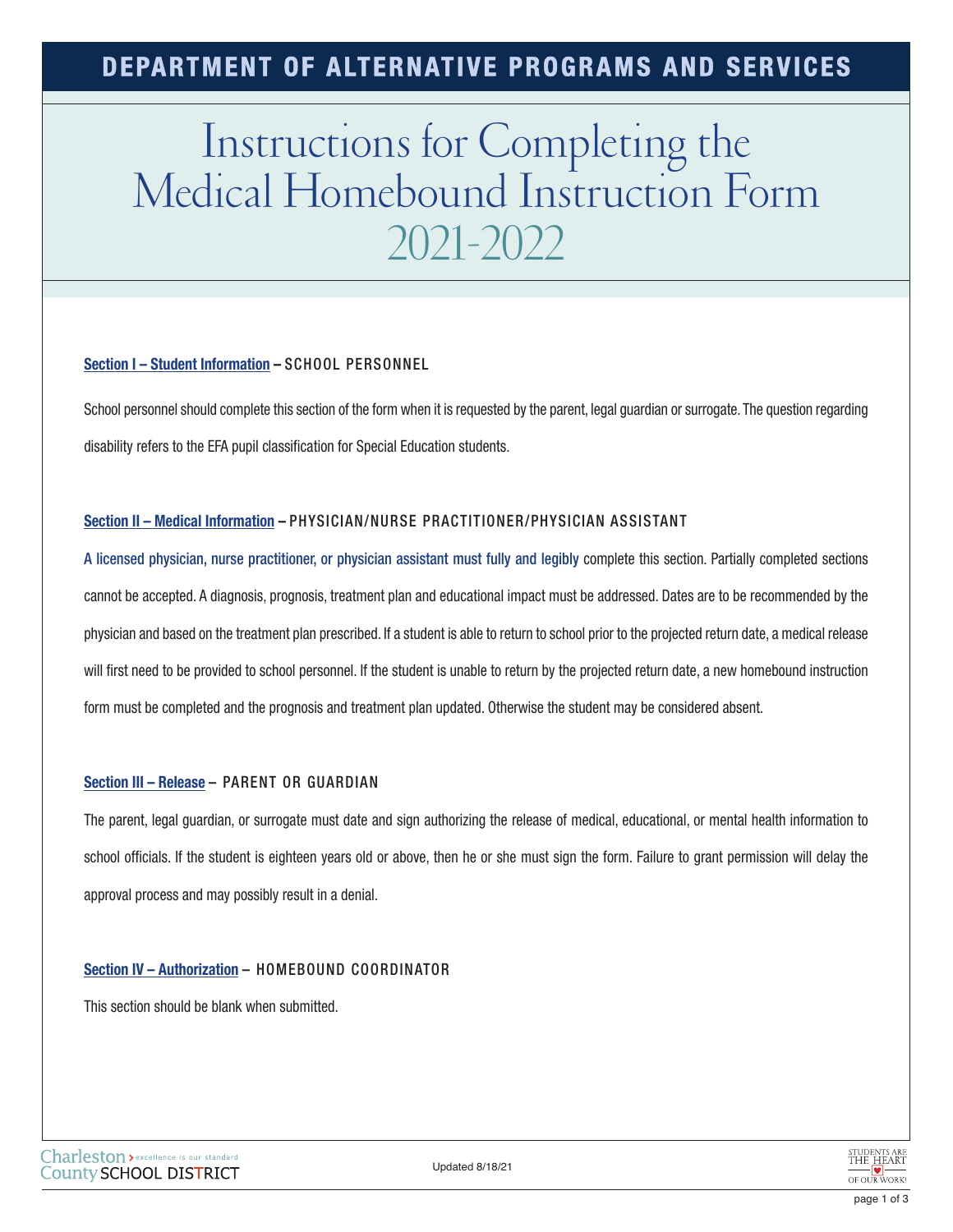# DEPARTMENT OF ALTERNATIVE PROGRAMS AND SERVICES

# Instructions for Completing the Medical Homebound Instruction Form 2021-2022

**Section I – Student Information** – SCHOOL PERSONNEL

School personnel should complete this section of the form when it is requested by the parent, legal guardian or surrogate. The question regarding disability refers to the EFA pupil classification for Special Education students.

**Section II – Medical Information** – PHYSICIAN/NURSE PRACTITIONER/PHYSICIAN ASSISTANT

A licensed physician, nurse practitioner, or physician assistant must fully and legibly complete this section. Partially completed sections cannot be accepted. A diagnosis, prognosis, treatment plan and educational impact must be addressed. Dates are to be recommended by the physician and based on the treatment plan prescribed. If a student is able to return to school prior to the projected return date, a medical release will first need to be provided to school personnel. If the student is unable to return by the projected return date, a new homebound instruction form must be completed and the prognosis and treatment plan updated. Otherwise the student may be considered absent.

**Section III – Release** – PARENT OR GUARDIAN

The parent, legal guardian, or surrogate must date and sign authorizing the release of medical, educational, or mental health information to school officials. If the student is eighteen years old or above, then he or she must sign the form. Failure to grant permission will delay the approval process and may possibly result in a denial.

**Section IV – Authorization** – HOMEBOUND COORDINATOR

This section should be blank when submitted.

Updated 8/18/21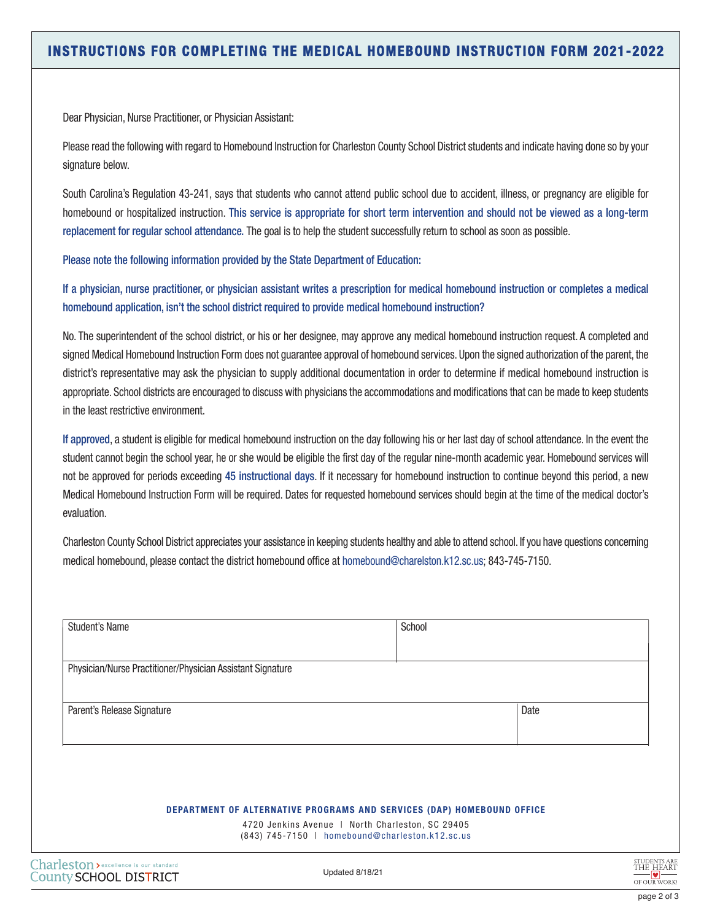# INSTRUCTIONS FOR COMPLETING THE MEDICAL HOMEBOUND INSTRUCTION FORM 2021-2022

Dear Physician, Nurse Practitioner, or Physician Assistant:

Please read the following with regard to Homebound Instruction for Charleston County School District students and indicate having done so by your signature below.

South Carolina's Regulation 43-241, says that students who cannot attend public school due to accident, illness, or pregnancy are eligible for homebound or hospitalized instruction. This service is appropriate for short term intervention and should not be viewed as a long-term replacement for regular school attendance. The goal is to help the student successfully return to school as soon as possible.

Please note the following information provided by the State Department of Education:

If a physician, nurse practitioner, or physician assistant writes a prescription for medical homebound instruction or completes a medical homebound application, isn't the school district required to provide medical homebound instruction?

No. The superintendent of the school district, or his or her designee, may approve any medical homebound instruction request. A completed and signed Medical Homebound Instruction Form does not guarantee approval of homebound services. Upon the signed authorization of the parent, the district's representative may ask the physician to supply additional documentation in order to determine if medical homebound instruction is appropriate. School districts are encouraged to discuss with physicians the accommodations and modifications that can be made to keep students in the least restrictive environment.

If approved, a student is eligible for medical homebound instruction on the day following his or her last day of school attendance. In the event the student cannot begin the school year, he or she would be eligible the first day of the regular nine-month academic year. Homebound services will not be approved for periods exceeding 45 instructional days. If it necessary for homebound instruction to continue beyond this period, a new Medical Homebound Instruction Form will be required. Dates for requested homebound services should begin at the time of the medical doctor's evaluation.

Charleston County School District appreciates your assistance in keeping students healthy and able to attend school. If you have questions concerning medical homebound, please contact the district homebound office at homebound@charelston.k12.sc.us; 843-745-7150.

| Student's Name | School |
|---|---|
| | |

| Physician/Nurse Practitioner/Physician Assistant Signature |
|---|
| |

| Parent's Release Signature | Date |
|---|---|
| | |

**DEPARTMENT OF ALTERNATIVE PROGRAMS AND SERVICES (DAP) HOMEBOUND OFFICE**

4720 Jenkins Avenue | North Charleston, SC 29405
(843) 745-7150 | homebound@charleston.k12.sc.us

Updated 8/18/21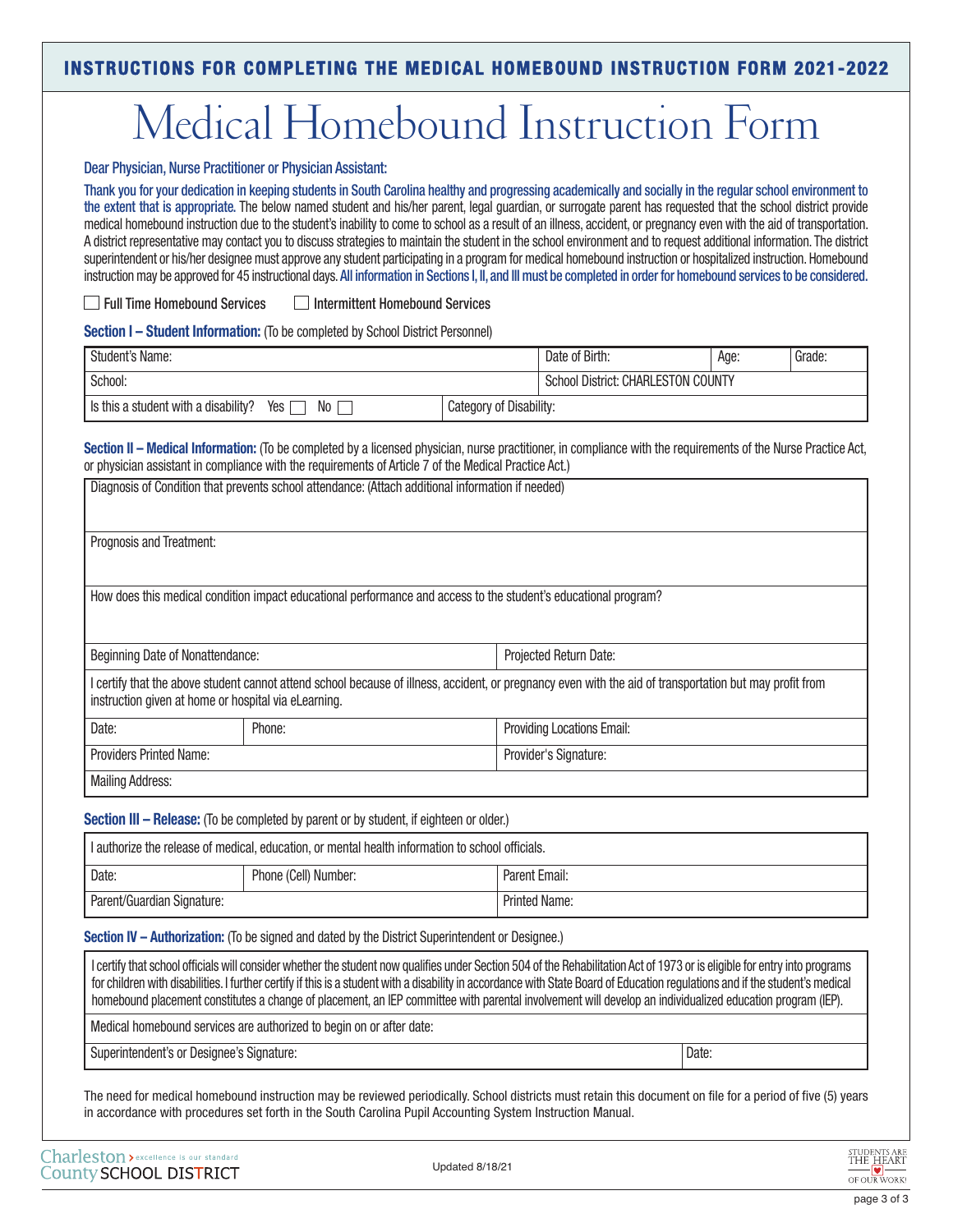## INSTRUCTIONS FOR COMPLETING THE MEDICAL HOMEBOUND INSTRUCTION FORM 2021-2022

# Medical Homebound Instruction Form

**Dear Physician, Nurse Practitioner or Physician Assistant:**

**Thank you for your dedication in keeping students in South Carolina healthy and progressing academically and socially in the regular school environment to the extent that is appropriate.** The below named student and his/her parent, legal guardian, or surrogate parent has requested that the school district provide medical homebound instruction due to the student's inability to come to school as a result of an illness, accident, or pregnancy even with the aid of transportation. A district representative may contact you to discuss strategies to maintain the student in the school environment and to request additional information. The district superintendent or his/her designee must approve any student participating in a program for medical homebound instruction or hospitalized instruction. Homebound instruction may be approved for 45 instructional days. **All information in Sections I, II, and III must be completed in order for homebound services to be considered.**

☐ Full Time Homebound Services ☐ Intermittent Homebound Services

**Section I – Student Information:** (To be completed by School District Personnel)

| | | | | |
|---|---|---|---|---|
| Student's Name: | | Date of Birth: | Age: | Grade: |
| School: | | School District: CHARLESTON COUNTY | | |
| Is this a student with a disability? Yes ☐ No ☐ | Category of Disability: | | | |

**Section II – Medical Information:** (To be completed by a licensed physician, nurse practitioner, in compliance with the requirements of the Nurse Practice Act, or physician assistant in compliance with the requirements of Article 7 of the Medical Practice Act.)

| | | |
|---|---|---|
| Diagnosis of Condition that prevents school attendance: (Attach additional information if needed) | | |
| Prognosis and Treatment: | | |
| How does this medical condition impact educational performance and access to the student's educational program? | | |
| Beginning Date of Nonattendance: | | Projected Return Date: |
| I certify that the above student cannot attend school because of illness, accident, or pregnancy even with the aid of transportation but may profit from instruction given at home or hospital via eLearning. | | |
| Date: | Phone: | Providing Locations Email: |
| Providers Printed Name: | | Provider's Signature: |
| Mailing Address: | | |

**Section III – Release:** (To be completed by parent or by student, if eighteen or older.)

| | | |
|---|---|---|
| I authorize the release of medical, education, or mental health information to school officials. | | |
| Date: | Phone (Cell) Number: | Parent Email: |
| Parent/Guardian Signature: | | Printed Name: |

**Section IV – Authorization:** (To be signed and dated by the District Superintendent or Designee.)

| | |
|---|---|
| I certify that school officials will consider whether the student now qualifies under Section 504 of the Rehabilitation Act of 1973 or is eligible for entry into programs for children with disabilities. I further certify if this is a student with a disability in accordance with State Board of Education regulations and if the student's medical homebound placement constitutes a change of placement, an IEP committee with parental involvement will develop an individualized education program (IEP). | |
| Medical homebound services are authorized to begin on or after date: | |
| Superintendent's or Designee's Signature: | Date: |

The need for medical homebound instruction may be reviewed periodically. School districts must retain this document on file for a period of five (5) years in accordance with procedures set forth in the South Carolina Pupil Accounting System Instruction Manual.

Charleston County SCHOOL DISTRICT — excellence is our standard

Updated 8/18/21

STUDENTS ARE THE HEART OF OUR WORK!